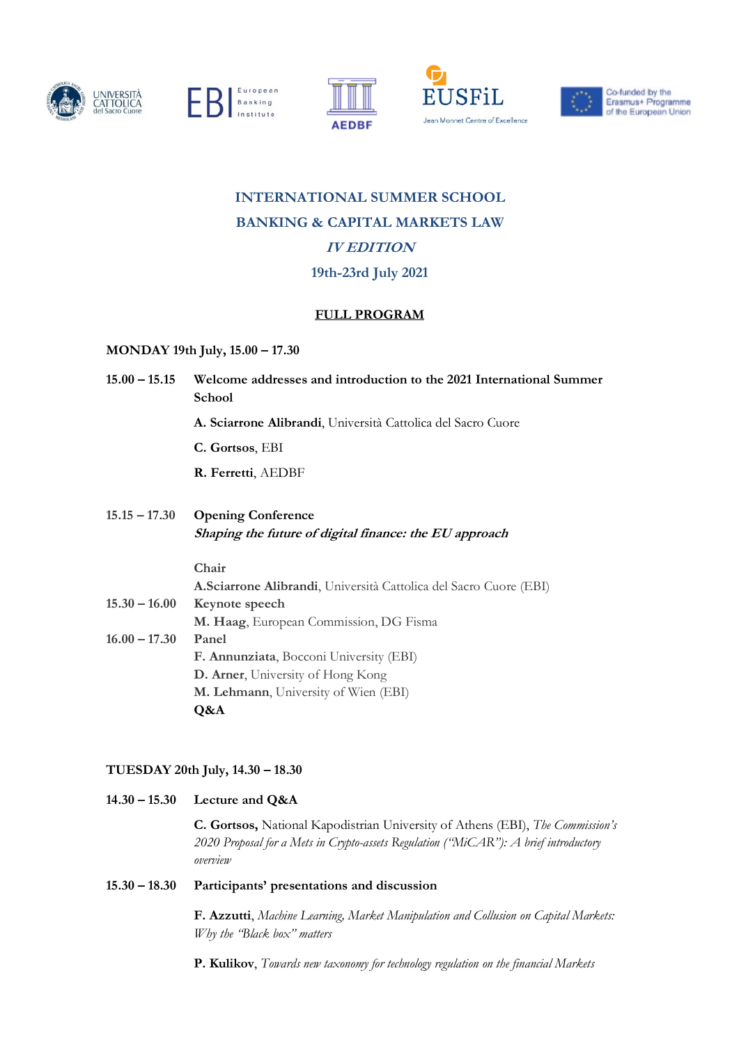# INTERNATIONAL SUMMER SCHOOL

# BANKING & CAPITAL MARKETS LAW

## *IV EDITION*

## 19th-23rd July 2021

**FULL PROGRAM**

**MONDAY 19th July, 15.00 – 17.30**

**15.00 – 15.15** **Welcome addresses and introduction to the 2021 International Summer School**

**A. Sciarrone Alibrandi**, Università Cattolica del Sacro Cuore

**C. Gortsos**, EBI

**R. Ferretti**, AEDBF

**15.15 – 17.30** **Opening Conference**
***Shaping the future of digital finance: the EU approach***

**Chair**
**A.Sciarrone Alibrandi**, Università Cattolica del Sacro Cuore (EBI)

**15.30 – 16.00** **Keynote speech**
**M. Haag**, European Commission, DG Fisma

**16.00 – 17.30** **Panel**
**F. Annunziata**, Bocconi University (EBI)
**D. Arner**, University of Hong Kong
**M. Lehmann**, University of Wien (EBI)
**Q&A**

**TUESDAY 20th July, 14.30 – 18.30**

**14.30 – 15.30** **Lecture and Q&A**

**C. Gortsos,** National Kapodistrian University of Athens (EBI), *The Commission's 2020 Proposal for a Mets in Crypto-assets Regulation ("MiCAR"): A brief introductory overview*

**15.30 – 18.30** **Participants' presentations and discussion**

**F. Azzutti**, *Machine Learning, Market Manipulation and Collusion on Capital Markets: Why the "Black box" matters*

**P. Kulikov**, *Towards new taxonomy for technology regulation on the financial Markets*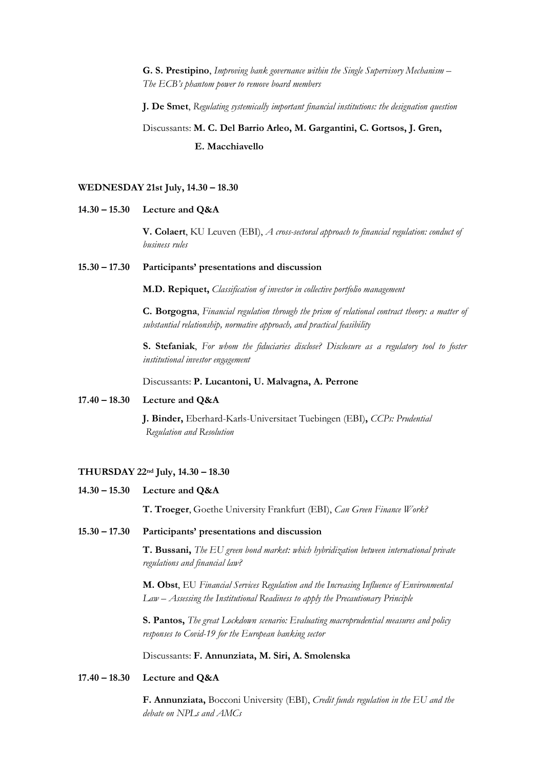**G. S. Prestipino**, *Improving bank governance within the Single Supervisory Mechanism – The ECB's phantom power to remove board members*

**J. De Smet**, *Regulating systemically important financial institutions: the designation question*

Discussants: **M. C. Del Barrio Arleo, M. Gargantini, C. Gortsos, J. Gren, E. Macchiavello**

**WEDNESDAY 21st July, 14.30 – 18.30**

**14.30 – 15.30 Lecture and Q&A**

**V. Colaert**, KU Leuven (EBI), *A cross-sectoral approach to financial regulation: conduct of business rules*

**15.30 – 17.30 Participants' presentations and discussion**

**M.D. Repiquet,** *Classification of investor in collective portfolio management*

**C. Borgogna**, *Financial regulation through the prism of relational contract theory: a matter of substantial relationship, normative approach, and practical feasibility*

**S. Stefaniak**, *For whom the fiduciaries disclose? Disclosure as a regulatory tool to foster institutional investor engagement*

Discussants: **P. Lucantoni, U. Malvagna, A. Perrone**

**17.40 – 18.30 Lecture and Q&A**

**J. Binder,** Eberhard-Karls-Universitaet Tuebingen (EBI)**,** *CCPs: Prudential Regulation and Resolution*

**THURSDAY 22nd July, 14.30 – 18.30**

**14.30 – 15.30 Lecture and Q&A**

**T. Troeger**, Goethe University Frankfurt (EBI), *Can Green Finance Work?*

**15.30 – 17.30 Participants' presentations and discussion**

**T. Bussani,** *The EU green bond market: which hybridization between international private regulations and financial law?*

**M. Obst**, EU *Financial Services Regulation and the Increasing Influence of Environmental Law – Assessing the Institutional Readiness to apply the Precautionary Principle*

**S. Pantos,** *The great Lockdown scenario: Evaluating macroprudential measures and policy responses to Covid-19 for the European banking sector*

Discussants: **F. Annunziata, M. Siri, A. Smolenska**

**17.40 – 18.30 Lecture and Q&A**

**F. Annunziata,** Bocconi University (EBI), *Credit funds regulation in the EU and the debate on NPLs and AMCs*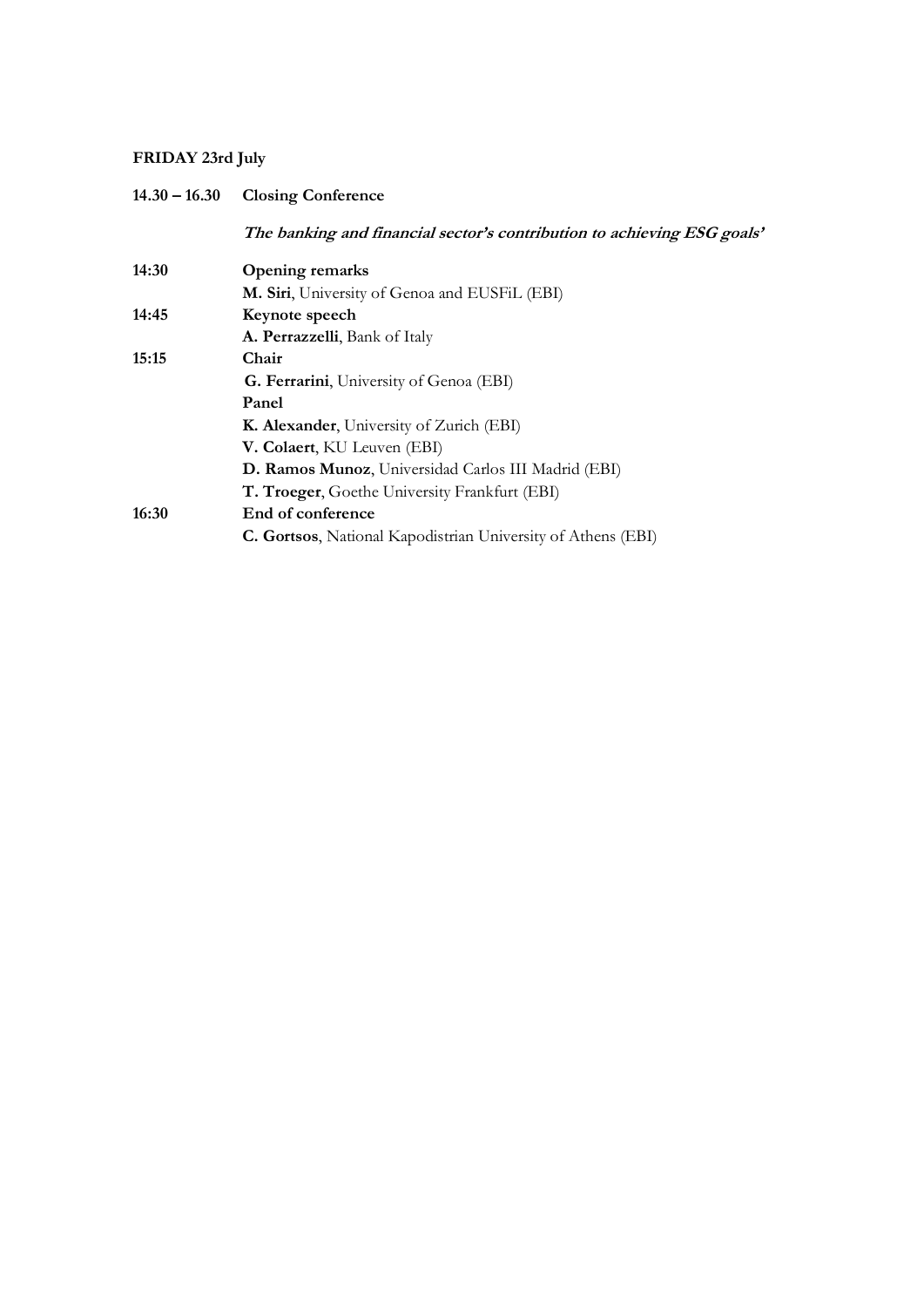**FRIDAY 23rd July**

**14.30 – 16.30 Closing Conference**

***The banking and financial sector's contribution to achieving ESG goals'***

**14:30** **Opening remarks**
**M. Siri**, University of Genoa and EUSFiL (EBI)

**14:45** **Keynote speech**
**A. Perrazzelli**, Bank of Italy

**15:15** **Chair**
**G. Ferrarini**, University of Genoa (EBI)

**Panel**
**K. Alexander**, University of Zurich (EBI)
**V. Colaert**, KU Leuven (EBI)
**D. Ramos Munoz**, Universidad Carlos III Madrid (EBI)
**T. Troeger**, Goethe University Frankfurt (EBI)

**16:30** **End of conference**
**C. Gortsos**, National Kapodistrian University of Athens (EBI)